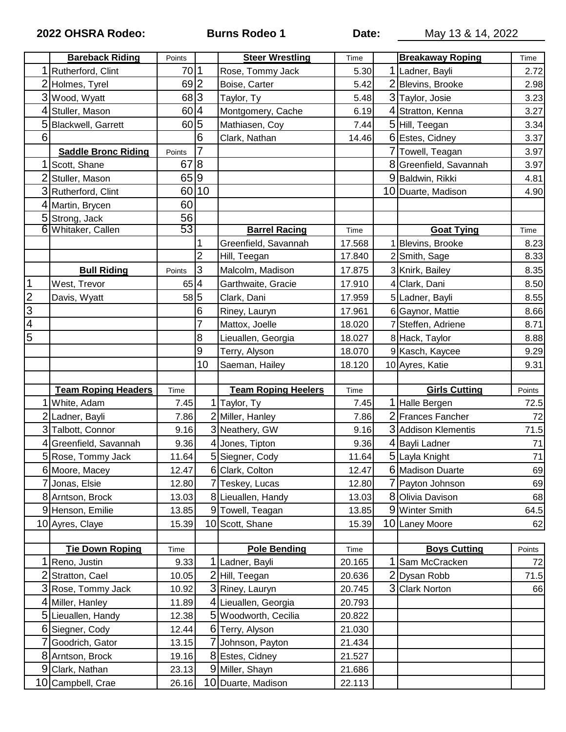**2022 OHSRA Rodeo:** **Burns Rodeo 1** **Date:** May 13 & 14, 2022

| | Bareback Riding | Points | | Steer Wrestling | Time | | Breakaway Roping | Time |
|---|---|---|---|---|---|---|---|---|
| 1 | Rutherford, Clint | 70 | 1 | Rose, Tommy Jack | 5.30 | 1 | Ladner, Bayli | 2.72 |
| 2 | Holmes, Tyrel | 69 | 2 | Boise, Carter | 5.42 | 2 | Blevins, Brooke | 2.98 |
| 3 | Wood, Wyatt | 68 | 3 | Taylor, Ty | 5.48 | 3 | Taylor, Josie | 3.23 |
| 4 | Stuller, Mason | 60 | 4 | Montgomery, Cache | 6.19 | 4 | Stratton, Kenna | 3.27 |
| 5 | Blackwell, Garrett | 60 | 5 | Mathiasen, Coy | 7.44 | 5 | Hill, Teegan | 3.34 |
| 6 | | | 6 | Clark, Nathan | 14.46 | 6 | Estes, Cidney | 3.37 |
| | Saddle Bronc Riding | Points | 7 | | | 7 | Towell, Teagan | 3.97 |
| 1 | Scott, Shane | 67 | 8 | | | 8 | Greenfield, Savannah | 3.97 |
| 2 | Stuller, Mason | 65 | 9 | | | 9 | Baldwin, Rikki | 4.81 |
| 3 | Rutherford, Clint | 60 | 10 | | | 10 | Duarte, Madison | 4.90 |
| 4 | Martin, Brycen | 60 | | | | | | |
| 5 | Strong, Jack | 56 | | | | | | |
| 6 | Whitaker, Callen | 53 | | Barrel Racing | Time | | Goat Tying | Time |
| | | | 1 | Greenfield, Savannah | 17.568 | 1 | Blevins, Brooke | 8.23 |
| | | | 2 | Hill, Teegan | 17.840 | 2 | Smith, Sage | 8.33 |
| | Bull Riding | Points | 3 | Malcolm, Madison | 17.875 | 3 | Knirk, Bailey | 8.35 |
| 1 | West, Trevor | 65 | 4 | Garthwaite, Gracie | 17.910 | 4 | Clark, Dani | 8.50 |
| 2 | Davis, Wyatt | 58 | 5 | Clark, Dani | 17.959 | 5 | Ladner, Bayli | 8.55 |
| 3 | | | 6 | Riney, Lauryn | 17.961 | 6 | Gaynor, Mattie | 8.66 |
| 4 | | | 7 | Mattox, Joelle | 18.020 | 7 | Steffen, Adriene | 8.71 |
| 5 | | | 8 | Lieuallen, Georgia | 18.027 | 8 | Hack, Taylor | 8.88 |
| | | | 9 | Terry, Alyson | 18.070 | 9 | Kasch, Kaycee | 9.29 |
| | | | 10 | Saeman, Hailey | 18.120 | 10 | Ayres, Katie | 9.31 |
| | | | | | | | | |
| | Team Roping Headers | Time | | Team Roping Heelers | Time | | Girls Cutting | Points |
| 1 | White, Adam | 7.45 | 1 | Taylor, Ty | 7.45 | 1 | Halle Bergen | 72.5 |
| 2 | Ladner, Bayli | 7.86 | 2 | Miller, Hanley | 7.86 | 2 | Frances Fancher | 72 |
| 3 | Talbott, Connor | 9.16 | 3 | Neathery, GW | 9.16 | 3 | Addison Klementis | 71.5 |
| 4 | Greenfield, Savannah | 9.36 | 4 | Jones, Tipton | 9.36 | 4 | Bayli Ladner | 71 |
| 5 | Rose, Tommy Jack | 11.64 | 5 | Siegner, Cody | 11.64 | 5 | Layla Knight | 71 |
| 6 | Moore, Macey | 12.47 | 6 | Clark, Colton | 12.47 | 6 | Madison Duarte | 69 |
| 7 | Jonas, Elsie | 12.80 | 7 | Teskey, Lucas | 12.80 | 7 | Payton Johnson | 69 |
| 8 | Arntson, Brock | 13.03 | 8 | Lieuallen, Handy | 13.03 | 8 | Olivia Davison | 68 |
| 9 | Henson, Emilie | 13.85 | 9 | Towell, Teagan | 13.85 | 9 | Winter Smith | 64.5 |
| 10 | Ayres, Claye | 15.39 | 10 | Scott, Shane | 15.39 | 10 | Laney Moore | 62 |
| | | | | | | | | |
| | Tie Down Roping | Time | | Pole Bending | Time | | Boys Cutting | Points |
| 1 | Reno, Justin | 9.33 | 1 | Ladner, Bayli | 20.165 | 1 | Sam McCracken | 72 |
| 2 | Stratton, Cael | 10.05 | 2 | Hill, Teegan | 20.636 | 2 | Dysan Robb | 71.5 |
| 3 | Rose, Tommy Jack | 10.92 | 3 | Riney, Lauryn | 20.745 | 3 | Clark Norton | 66 |
| 4 | Miller, Hanley | 11.89 | 4 | Lieuallen, Georgia | 20.793 | | | |
| 5 | Lieuallen, Handy | 12.38 | 5 | Woodworth, Cecilia | 20.822 | | | |
| 6 | Siegner, Cody | 12.44 | 6 | Terry, Alyson | 21.030 | | | |
| 7 | Goodrich, Gator | 13.15 | 7 | Johnson, Payton | 21.434 | | | |
| 8 | Arntson, Brock | 19.16 | 8 | Estes, Cidney | 21.527 | | | |
| 9 | Clark, Nathan | 23.13 | 9 | Miller, Shayn | 21.686 | | | |
| 10 | Campbell, Crae | 26.16 | 10 | Duarte, Madison | 22.113 | | | |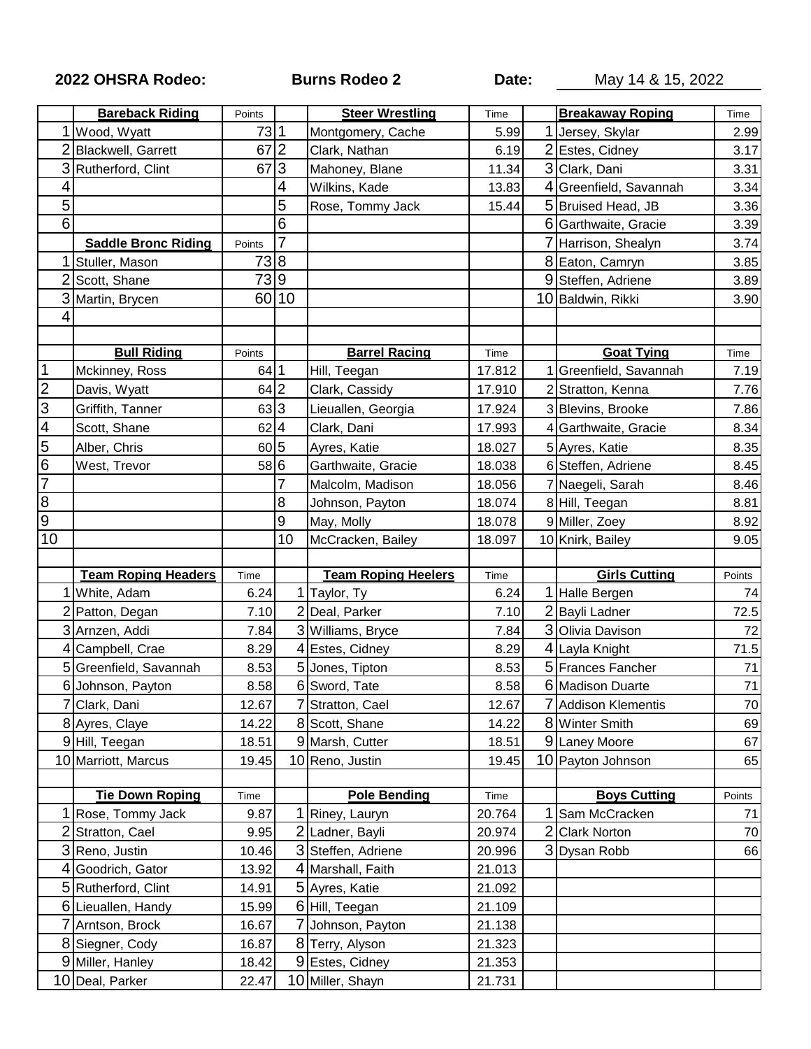**2022 OHSRA Rodeo:** **Burns Rodeo 2** **Date:** May 14 & 15, 2022

| | Bareback Riding | Points | | Steer Wrestling | Time | | Breakaway Roping | Time |
|---|---|---|---|---|---|---|---|---|
| 1 | Wood, Wyatt | 73 | 1 | Montgomery, Cache | 5.99 | 1 | Jersey, Skylar | 2.99 |
| 2 | Blackwell, Garrett | 67 | 2 | Clark, Nathan | 6.19 | 2 | Estes, Cidney | 3.17 |
| 3 | Rutherford, Clint | 67 | 3 | Mahoney, Blane | 11.34 | 3 | Clark, Dani | 3.31 |
| 4 | | | 4 | Wilkins, Kade | 13.83 | 4 | Greenfield, Savannah | 3.34 |
| 5 | | | 5 | Rose, Tommy Jack | 15.44 | 5 | Bruised Head, JB | 3.36 |
| 6 | | | 6 | | | 6 | Garthwaite, Gracie | 3.39 |
| | **Saddle Bronc Riding** | Points | 7 | | | 7 | Harrison, Shealyn | 3.74 |
| 1 | Stuller, Mason | 73 | 8 | | | 8 | Eaton, Camryn | 3.85 |
| 2 | Scott, Shane | 73 | 9 | | | 9 | Steffen, Adriene | 3.89 |
| 3 | Martin, Brycen | 60 | 10 | | | 10 | Baldwin, Rikki | 3.90 |
| 4 | | | | | | | | |
| | | | | | | | | |
| | **Bull Riding** | Points | | **Barrel Racing** | Time | | **Goat Tying** | Time |
| 1 | Mckinney, Ross | 64 | 1 | Hill, Teegan | 17.812 | 1 | Greenfield, Savannah | 7.19 |
| 2 | Davis, Wyatt | 64 | 2 | Clark, Cassidy | 17.910 | 2 | Stratton, Kenna | 7.76 |
| 3 | Griffith, Tanner | 63 | 3 | Lieuallen, Georgia | 17.924 | 3 | Blevins, Brooke | 7.86 |
| 4 | Scott, Shane | 62 | 4 | Clark, Dani | 17.993 | 4 | Garthwaite, Gracie | 8.34 |
| 5 | Alber, Chris | 60 | 5 | Ayres, Katie | 18.027 | 5 | Ayres, Katie | 8.35 |
| 6 | West, Trevor | 58 | 6 | Garthwaite, Gracie | 18.038 | 6 | Steffen, Adriene | 8.45 |
| 7 | | | 7 | Malcolm, Madison | 18.056 | 7 | Naegeli, Sarah | 8.46 |
| 8 | | | 8 | Johnson, Payton | 18.074 | 8 | Hill, Teegan | 8.81 |
| 9 | | | 9 | May, Molly | 18.078 | 9 | Miller, Zoey | 8.92 |
| 10 | | | 10 | McCracken, Bailey | 18.097 | 10 | Knirk, Bailey | 9.05 |
| | | | | | | | | |
| | **Team Roping Headers** | Time | | **Team Roping Heelers** | Time | | **Girls Cutting** | Points |
| 1 | White, Adam | 6.24 | 1 | Taylor, Ty | 6.24 | 1 | Halle Bergen | 74 |
| 2 | Patton, Degan | 7.10 | 2 | Deal, Parker | 7.10 | 2 | Bayli Ladner | 72.5 |
| 3 | Arnzen, Addi | 7.84 | 3 | Williams, Bryce | 7.84 | 3 | Olivia Davison | 72 |
| 4 | Campbell, Crae | 8.29 | 4 | Estes, Cidney | 8.29 | 4 | Layla Knight | 71.5 |
| 5 | Greenfield, Savannah | 8.53 | 5 | Jones, Tipton | 8.53 | 5 | Frances Fancher | 71 |
| 6 | Johnson, Payton | 8.58 | 6 | Sword, Tate | 8.58 | 6 | Madison Duarte | 71 |
| 7 | Clark, Dani | 12.67 | 7 | Stratton, Cael | 12.67 | 7 | Addison Klementis | 70 |
| 8 | Ayres, Claye | 14.22 | 8 | Scott, Shane | 14.22 | 8 | Winter Smith | 69 |
| 9 | Hill, Teegan | 18.51 | 9 | Marsh, Cutter | 18.51 | 9 | Laney Moore | 67 |
| 10 | Marriott, Marcus | 19.45 | 10 | Reno, Justin | 19.45 | 10 | Payton Johnson | 65 |
| | | | | | | | | |
| | **Tie Down Roping** | Time | | **Pole Bending** | Time | | **Boys Cutting** | Points |
| 1 | Rose, Tommy Jack | 9.87 | 1 | Riney, Lauryn | 20.764 | 1 | Sam McCracken | 71 |
| 2 | Stratton, Cael | 9.95 | 2 | Ladner, Bayli | 20.974 | 2 | Clark Norton | 70 |
| 3 | Reno, Justin | 10.46 | 3 | Steffen, Adriene | 20.996 | 3 | Dysan Robb | 66 |
| 4 | Goodrich, Gator | 13.92 | 4 | Marshall, Faith | 21.013 | | | |
| 5 | Rutherford, Clint | 14.91 | 5 | Ayres, Katie | 21.092 | | | |
| 6 | Lieuallen, Handy | 15.99 | 6 | Hill, Teegan | 21.109 | | | |
| 7 | Arntson, Brock | 16.67 | 7 | Johnson, Payton | 21.138 | | | |
| 8 | Siegner, Cody | 16.87 | 8 | Terry, Alyson | 21.323 | | | |
| 9 | Miller, Hanley | 18.42 | 9 | Estes, Cidney | 21.353 | | | |
| 10 | Deal, Parker | 22.47 | 10 | Miller, Shayn | 21.731 | | | |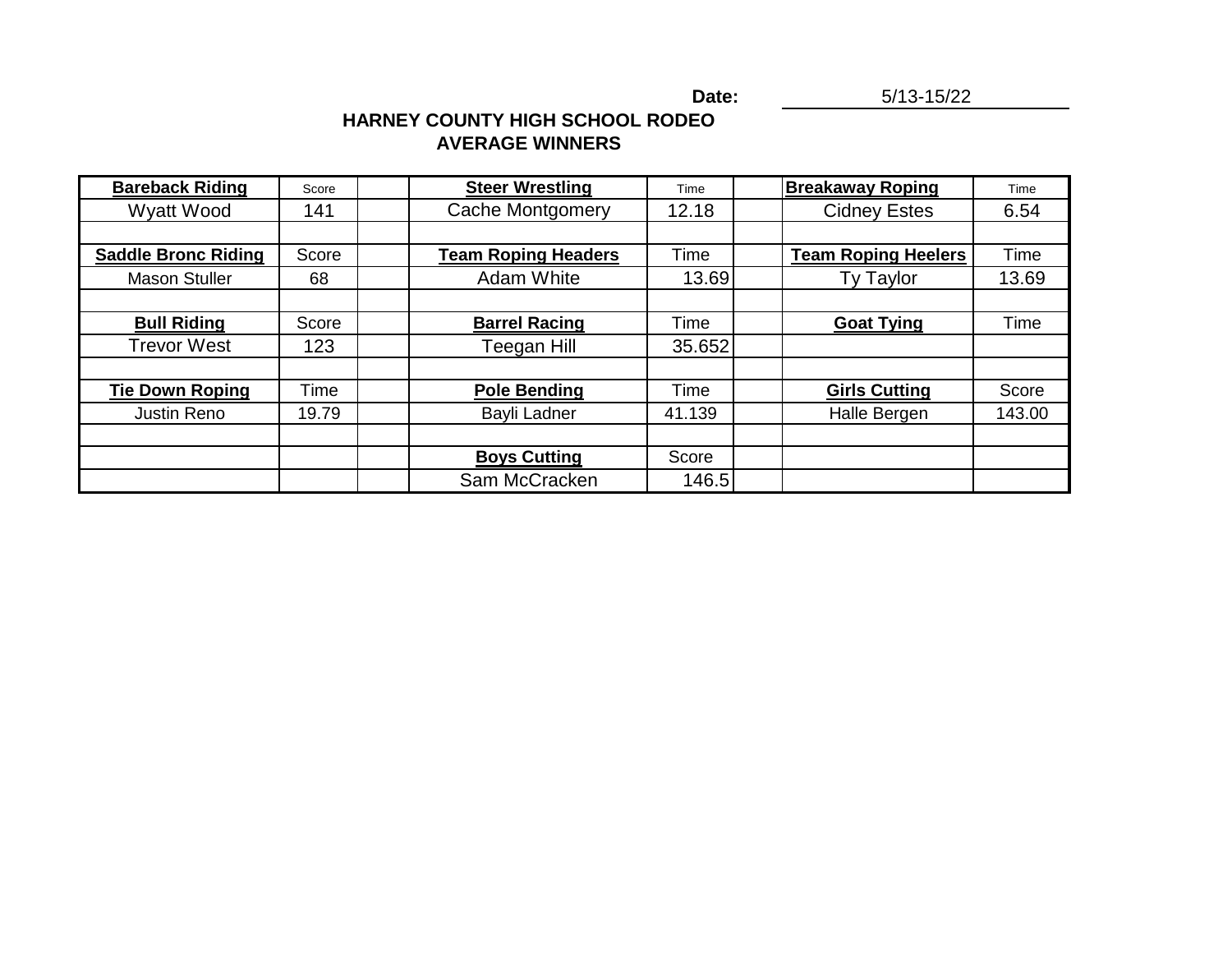**Date:** 5/13-15/22

## HARNEY COUNTY HIGH SCHOOL RODEO
## AVERAGE WINNERS

| | | | | | | | |
|---|---|---|---|---|---|---|---|
| **Bareback Riding** | Score | | **Steer Wrestling** | Time | | **Breakaway Roping** | Time |
| Wyatt Wood | 141 | | Cache Montgomery | 12.18 | | Cidney Estes | 6.54 |
| | | | | | | | |
| **Saddle Bronc Riding** | Score | | **Team Roping Headers** | Time | | **Team Roping Heelers** | Time |
| Mason Stuller | 68 | | Adam White | 13.69 | | Ty Taylor | 13.69 |
| | | | | | | | |
| **Bull Riding** | Score | | **Barrel Racing** | Time | | **Goat Tying** | Time |
| Trevor West | 123 | | Teegan Hill | 35.652 | | | |
| | | | | | | | |
| **Tie Down Roping** | Time | | **Pole Bending** | Time | | **Girls Cutting** | Score |
| Justin Reno | 19.79 | | Bayli Ladner | 41.139 | | Halle Bergen | 143.00 |
| | | | | | | | |
| | | | **Boys Cutting** | Score | | | |
| | | | Sam McCracken | 146.5 | | | |